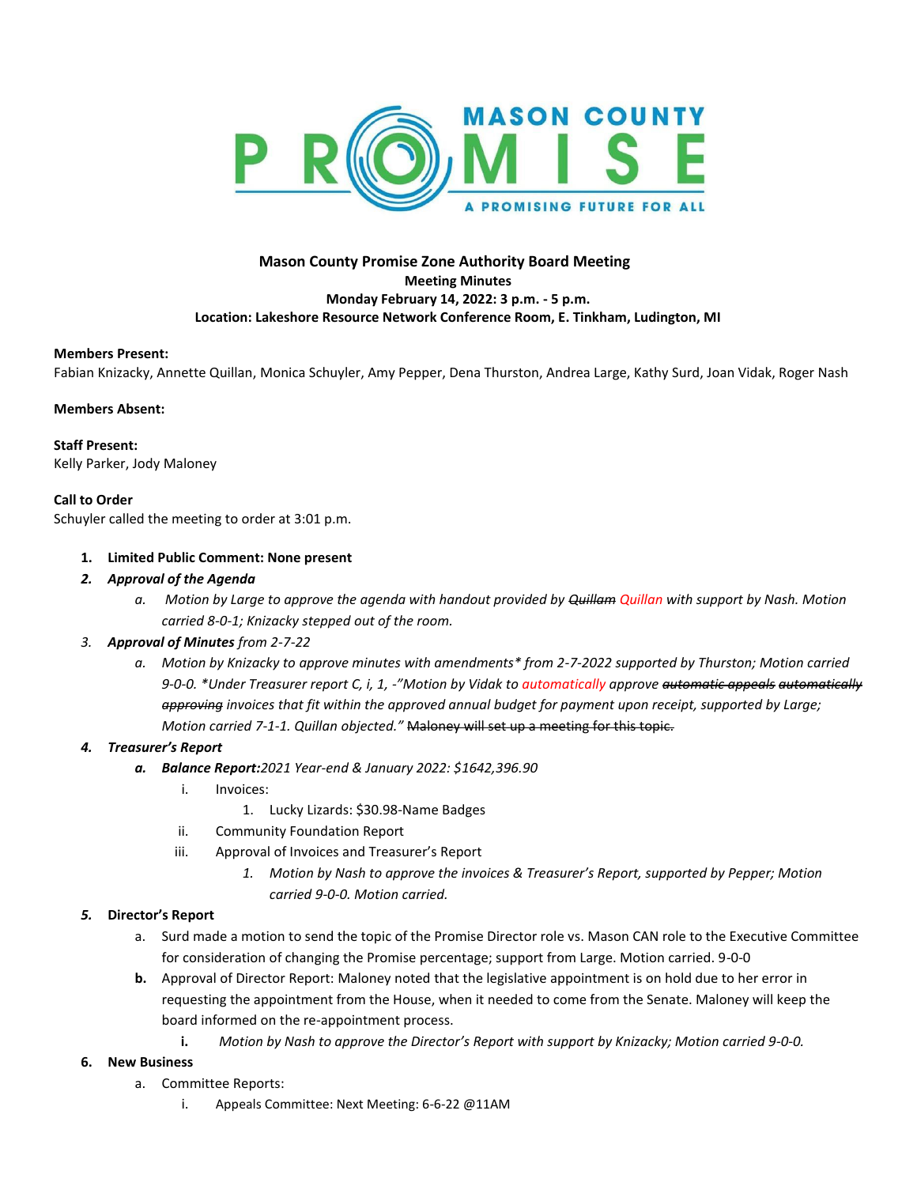**MASON COUNTY PROMISE**
**A PROMISING FUTURE FOR ALL**

**Mason County Promise Zone Authority Board Meeting**
**Meeting Minutes**
**Monday February 14, 2022: 3 p.m. - 5 p.m.**
**Location: Lakeshore Resource Network Conference Room, E. Tinkham, Ludington, MI**

**Members Present:**
Fabian Knizacky, Annette Quillan, Monica Schuyler, Amy Pepper, Dena Thurston, Andrea Large, Kathy Surd, Joan Vidak, Roger Nash

**Members Absent:**

**Staff Present:**
Kelly Parker, Jody Maloney

**Call to Order**
Schuyler called the meeting to order at 3:01 p.m.

1. **Limited Public Comment: None present**
2. ***Approval of the Agenda***
   a. *Motion by Large to approve the agenda with handout provided by ~~Quillam~~ Quillan with support by Nash. Motion carried 8-0-1; Knizacky stepped out of the room.*
3. ***Approval of Minutes** from 2-7-22*
   a. *Motion by Knizacky to approve minutes with amendments* from 2-7-2022 supported by Thurston; Motion carried 9-0-0. *Under Treasurer report C, i, 1, -"Motion by Vidak to automatically approve ~~automatic appeals automatically approving~~ invoices that fit within the approved annual budget for payment upon receipt, supported by Large; Motion carried 7-1-1. Quillan objected."* ~~Maloney will set up a meeting for this topic.~~
4. ***Treasurer's Report***
   a. ***Balance Report:** 2021 Year-end & January 2022: $1642,396.90*
      i. Invoices:
         1. Lucky Lizards: $30.98-Name Badges
      ii. Community Foundation Report
      iii. Approval of Invoices and Treasurer's Report
         1. *Motion by Nash to approve the invoices & Treasurer's Report, supported by Pepper; Motion carried 9-0-0. Motion carried.*
5. **Director's Report**
   a. Surd made a motion to send the topic of the Promise Director role vs. Mason CAN role to the Executive Committee for consideration of changing the Promise percentage; support from Large. Motion carried. 9-0-0
   b. Approval of Director Report: Maloney noted that the legislative appointment is on hold due to her error in requesting the appointment from the House, when it needed to come from the Senate. Maloney will keep the board informed on the re-appointment process.
      i. *Motion by Nash to approve the Director's Report with support by Knizacky; Motion carried 9-0-0.*
6. **New Business**
   a. Committee Reports:
      i. Appeals Committee: Next Meeting: 6-6-22 @11AM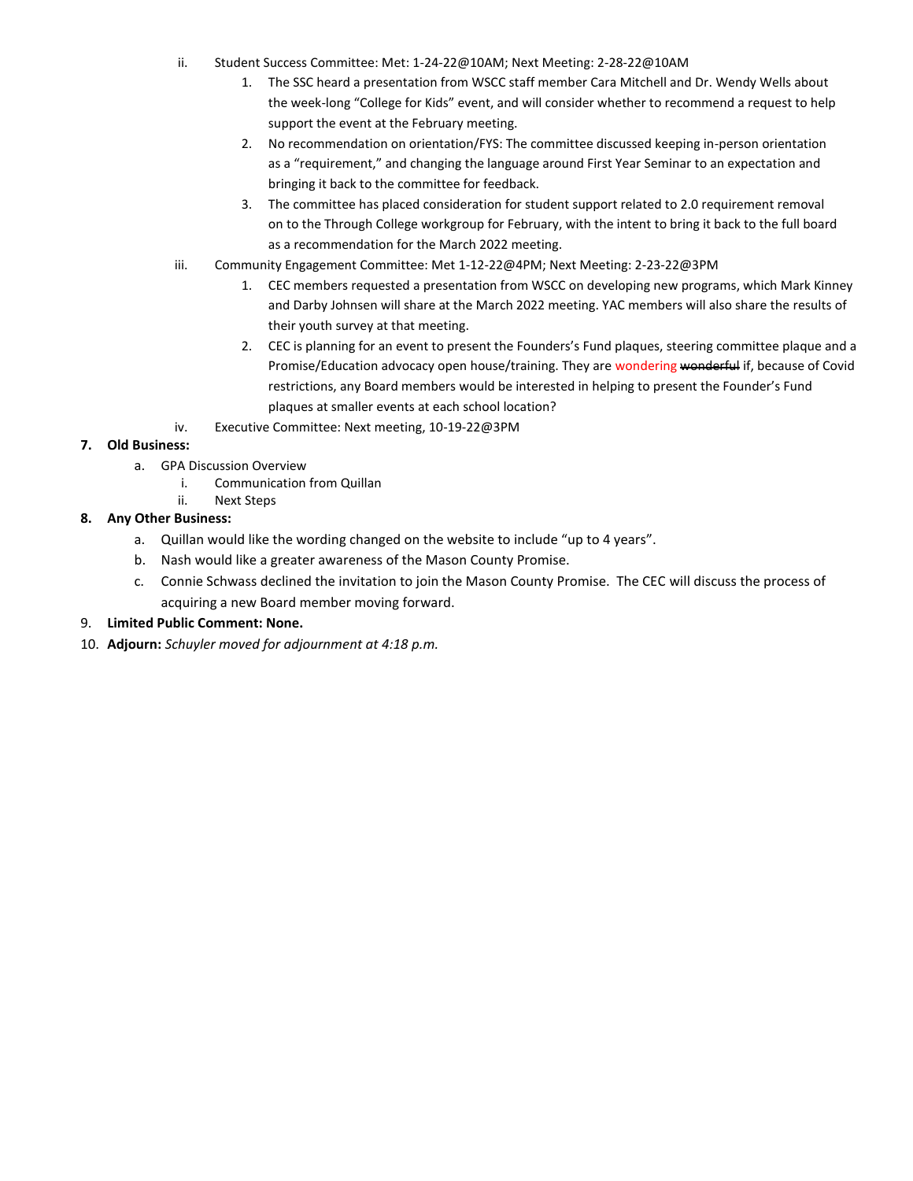ii. Student Success Committee: Met: 1-24-22@10AM; Next Meeting: 2-28-22@10AM

1. The SSC heard a presentation from WSCC staff member Cara Mitchell and Dr. Wendy Wells about the week-long "College for Kids" event, and will consider whether to recommend a request to help support the event at the February meeting.
2. No recommendation on orientation/FYS: The committee discussed keeping in-person orientation as a "requirement," and changing the language around First Year Seminar to an expectation and bringing it back to the committee for feedback.
3. The committee has placed consideration for student support related to 2.0 requirement removal on to the Through College workgroup for February, with the intent to bring it back to the full board as a recommendation for the March 2022 meeting.

iii. Community Engagement Committee: Met 1-12-22@4PM; Next Meeting: 2-23-22@3PM

1. CEC members requested a presentation from WSCC on developing new programs, which Mark Kinney and Darby Johnsen will share at the March 2022 meeting. YAC members will also share the results of their youth survey at that meeting.
2. CEC is planning for an event to present the Founders's Fund plaques, steering committee plaque and a Promise/Education advocacy open house/training. They are wondering ~~wonderful~~ if, because of Covid restrictions, any Board members would be interested in helping to present the Founder's Fund plaques at smaller events at each school location?

iv. Executive Committee: Next meeting, 10-19-22@3PM

**7. Old Business:**

a. GPA Discussion Overview
   i. Communication from Quillan
   ii. Next Steps

**8. Any Other Business:**

a. Quillan would like the wording changed on the website to include "up to 4 years".
b. Nash would like a greater awareness of the Mason County Promise.
c. Connie Schwass declined the invitation to join the Mason County Promise. The CEC will discuss the process of acquiring a new Board member moving forward.

9. **Limited Public Comment: None.**

10. **Adjourn:** *Schuyler moved for adjournment at 4:18 p.m.*